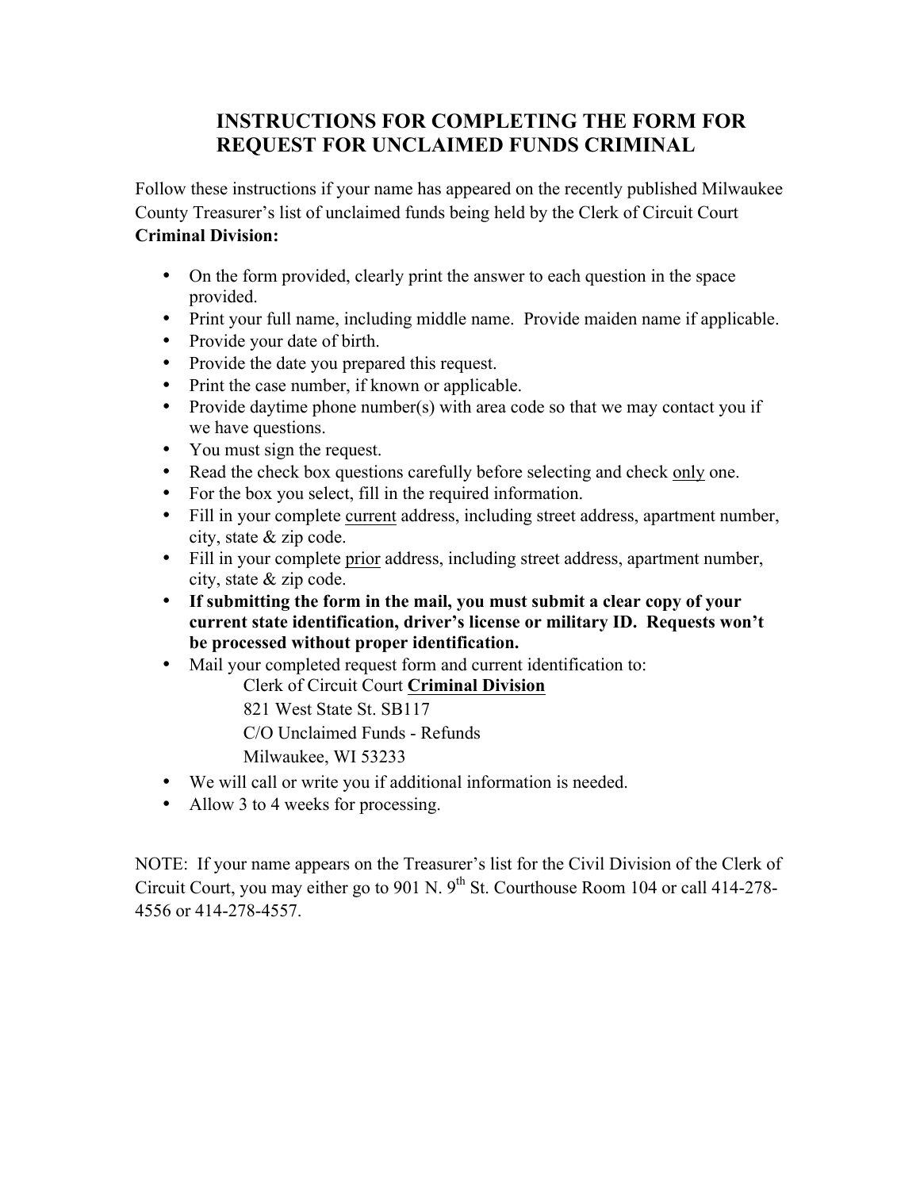# INSTRUCTIONS FOR COMPLETING THE FORM FOR REQUEST FOR UNCLAIMED FUNDS CRIMINAL

Follow these instructions if your name has appeared on the recently published Milwaukee County Treasurer's list of unclaimed funds being held by the Clerk of Circuit Court **Criminal Division:**

- On the form provided, clearly print the answer to each question in the space provided.
- Print your full name, including middle name. Provide maiden name if applicable.
- Provide your date of birth.
- Provide the date you prepared this request.
- Print the case number, if known or applicable.
- Provide daytime phone number(s) with area code so that we may contact you if we have questions.
- You must sign the request.
- Read the check box questions carefully before selecting and check only one.
- For the box you select, fill in the required information.
- Fill in your complete current address, including street address, apartment number, city, state & zip code.
- Fill in your complete prior address, including street address, apartment number, city, state & zip code.
- **If submitting the form in the mail, you must submit a clear copy of your current state identification, driver's license or military ID. Requests won't be processed without proper identification.**
- Mail your completed request form and current identification to:

  Clerk of Circuit Court **Criminal Division**
  821 West State St. SB117
  C/O Unclaimed Funds - Refunds
  Milwaukee, WI 53233
- We will call or write you if additional information is needed.
- Allow 3 to 4 weeks for processing.

NOTE: If your name appears on the Treasurer's list for the Civil Division of the Clerk of Circuit Court, you may either go to 901 N. 9th St. Courthouse Room 104 or call 414-278-4556 or 414-278-4557.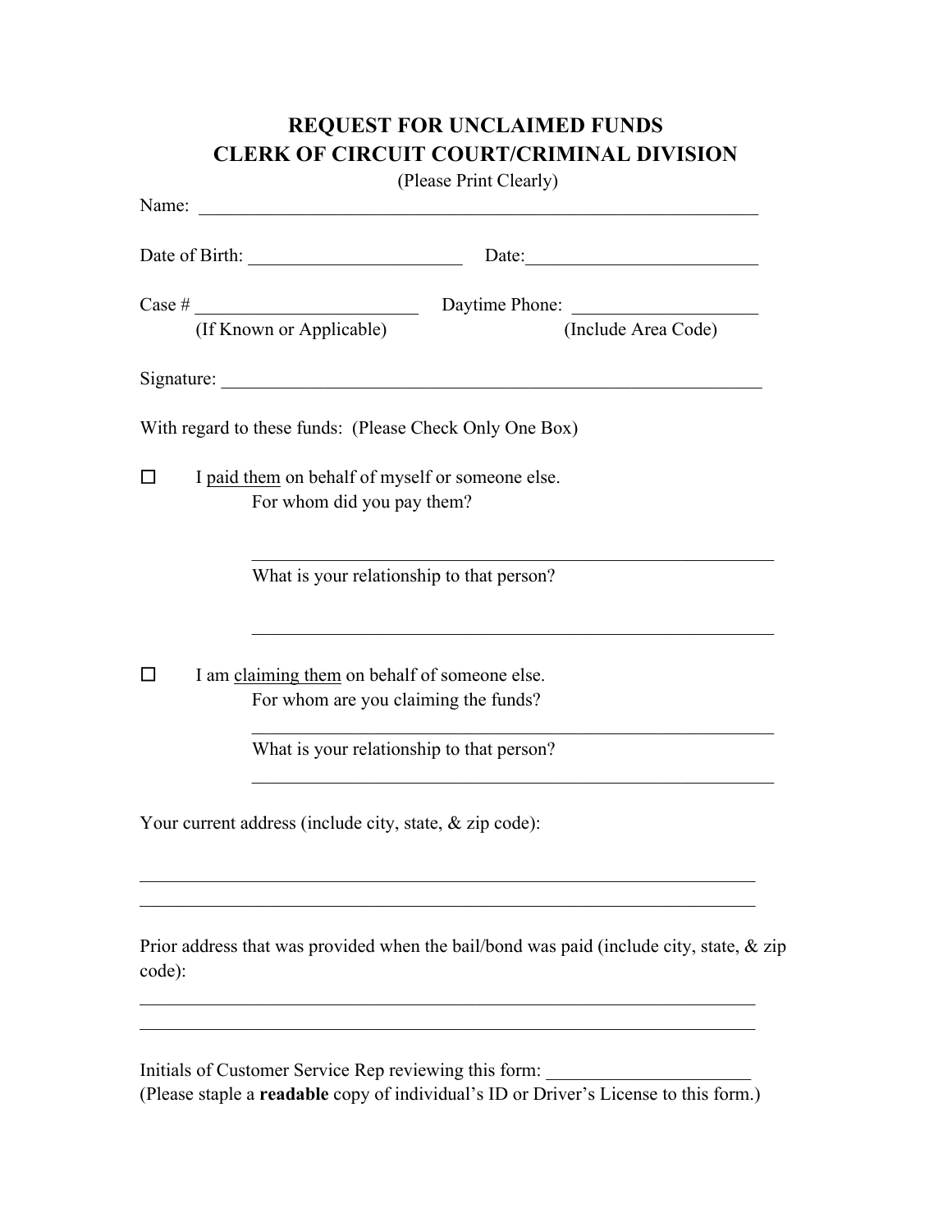# REQUEST FOR UNCLAIMED FUNDS
# CLERK OF CIRCUIT COURT/CRIMINAL DIVISION

(Please Print Clearly)

Name: ______________________________________________________________

Date of Birth: _______________________ Date: _________________________

Case # ________________________ Daytime Phone: ____________________
(If Known or Applicable) (Include Area Code)

Signature: ___________________________________________________________

With regard to these funds: (Please Check Only One Box)

☐ I paid them on behalf of myself or someone else.
For whom did you pay them?

_________________________________________________________

What is your relationship to that person?

_________________________________________________________

☐ I am claiming them on behalf of someone else.
For whom are you claiming the funds?

_________________________________________________________

What is your relationship to that person?

_________________________________________________________

Your current address (include city, state, & zip code):

____________________________________________________________________

____________________________________________________________________

Prior address that was provided when the bail/bond was paid (include city, state, & zip code):

____________________________________________________________________

____________________________________________________________________

Initials of Customer Service Rep reviewing this form: _____________________
(Please staple a **readable** copy of individual's ID or Driver's License to this form.)